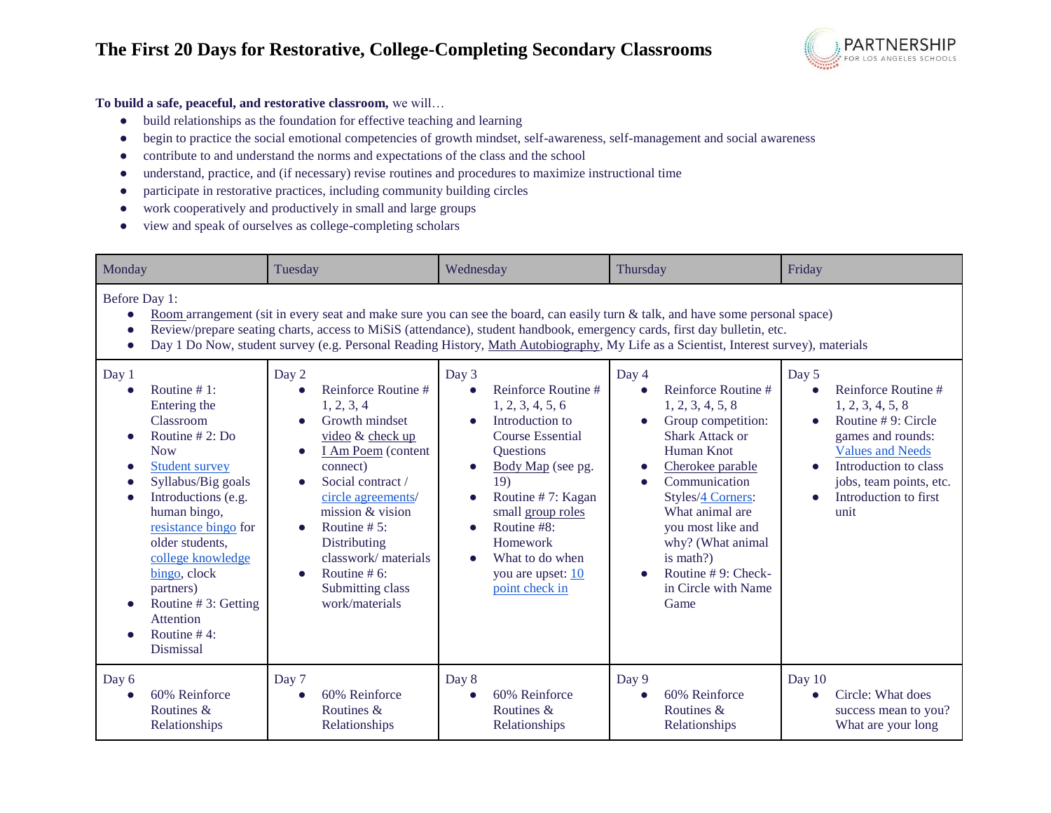# The First 20 Days for Restorative, College-Completing Secondary Classrooms

**To build a safe, peaceful, and restorative classroom,** we will…

- build relationships as the foundation for effective teaching and learning
- begin to practice the social emotional competencies of growth mindset, self-awareness, self-management and social awareness
- contribute to and understand the norms and expectations of the class and the school
- understand, practice, and (if necessary) revise routines and procedures to maximize instructional time
- participate in restorative practices, including community building circles
- work cooperatively and productively in small and large groups
- view and speak of ourselves as college-completing scholars

| Monday | Tuesday | Wednesday | Thursday | Friday |
|---|---|---|---|---|
| Before Day 1:<br>● Room arrangement (sit in every seat and make sure you can see the board, can easily turn & talk, and have some personal space)<br>● Review/prepare seating charts, access to MiSiS (attendance), student handbook, emergency cards, first day bulletin, etc.<br>● Day 1 Do Now, student survey (e.g. Personal Reading History, Math Autobiography, My Life as a Scientist, Interest survey), materials | | | | |
| Day 1<br>● Routine # 1: Entering the Classroom<br>● Routine # 2: Do Now<br>● Student survey<br>● Syllabus/Big goals<br>● Introductions (e.g. human bingo, resistance bingo for older students, college knowledge bingo, clock partners)<br>● Routine # 3: Getting Attention<br>● Routine # 4: Dismissal | Day 2<br>● Reinforce Routine # 1, 2, 3, 4<br>● Growth mindset video & check up<br>● I Am Poem (content connect)<br>● Social contract / circle agreements/ mission & vision<br>● Routine # 5: Distributing classwork/ materials<br>● Routine # 6: Submitting class work/materials | Day 3<br>● Reinforce Routine # 1, 2, 3, 4, 5, 6<br>● Introduction to Course Essential Questions<br>● Body Map (see pg. 19)<br>● Routine # 7: Kagan small group roles<br>● Routine #8: Homework<br>● What to do when you are upset: 10 point check in | Day 4<br>● Reinforce Routine # 1, 2, 3, 4, 5, 8<br>● Group competition: Shark Attack or Human Knot<br>● Cherokee parable<br>● Communication Styles/4 Corners: What animal are you most like and why? (What animal is math?)<br>● Routine # 9: Check-in Circle with Name Game | Day 5<br>● Reinforce Routine # 1, 2, 3, 4, 5, 8<br>● Routine # 9: Circle games and rounds: Values and Needs<br>● Introduction to class jobs, team points, etc.<br>● Introduction to first unit |
| Day 6<br>● 60% Reinforce Routines & Relationships | Day 7<br>● 60% Reinforce Routines & Relationships | Day 8<br>● 60% Reinforce Routines & Relationships | Day 9<br>● 60% Reinforce Routines & Relationships | Day 10<br>● Circle: What does success mean to you? What are your long |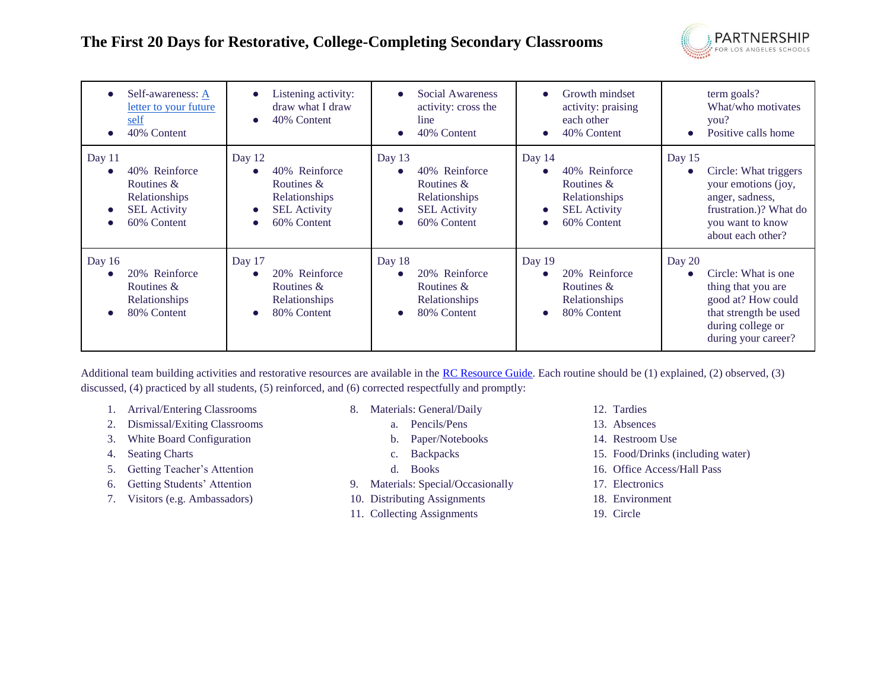# The First 20 Days for Restorative, College-Completing Secondary Classrooms

| | | | | |
|---|---|---|---|---|
| • Self-awareness: A letter to your future self<br>• 40% Content | • Listening activity: draw what I draw<br>• 40% Content | • Social Awareness activity: cross the line<br>• 40% Content | • Growth mindset activity: praising each other<br>• 40% Content | term goals? What/who motivates you?<br>• Positive calls home |
| Day 11<br>• 40% Reinforce Routines & Relationships<br>• SEL Activity<br>• 60% Content | Day 12<br>• 40% Reinforce Routines & Relationships<br>• SEL Activity<br>• 60% Content | Day 13<br>• 40% Reinforce Routines & Relationships<br>• SEL Activity<br>• 60% Content | Day 14<br>• 40% Reinforce Routines & Relationships<br>• SEL Activity<br>• 60% Content | Day 15<br>• Circle: What triggers your emotions (joy, anger, sadness, frustration.)? What do you want to know about each other? |
| Day 16<br>• 20% Reinforce Routines & Relationships<br>• 80% Content | Day 17<br>• 20% Reinforce Routines & Relationships<br>• 80% Content | Day 18<br>• 20% Reinforce Routines & Relationships<br>• 80% Content | Day 19<br>• 20% Reinforce Routines & Relationships<br>• 80% Content | Day 20<br>• Circle: What is one thing that you are good at? How could that strength be used during college or during your career? |

Additional team building activities and restorative resources are available in the RC Resource Guide. Each routine should be (1) explained, (2) observed, (3) discussed, (4) practiced by all students, (5) reinforced, and (6) corrected respectfully and promptly:

1. Arrival/Entering Classrooms
2. Dismissal/Exiting Classrooms
3. White Board Configuration
4. Seating Charts
5. Getting Teacher's Attention
6. Getting Students' Attention
7. Visitors (e.g. Ambassadors)
8. Materials: General/Daily
   a. Pencils/Pens
   b. Paper/Notebooks
   c. Backpacks
   d. Books
9. Materials: Special/Occasionally
10. Distributing Assignments
11. Collecting Assignments
12. Tardies
13. Absences
14. Restroom Use
15. Food/Drinks (including water)
16. Office Access/Hall Pass
17. Electronics
18. Environment
19. Circle